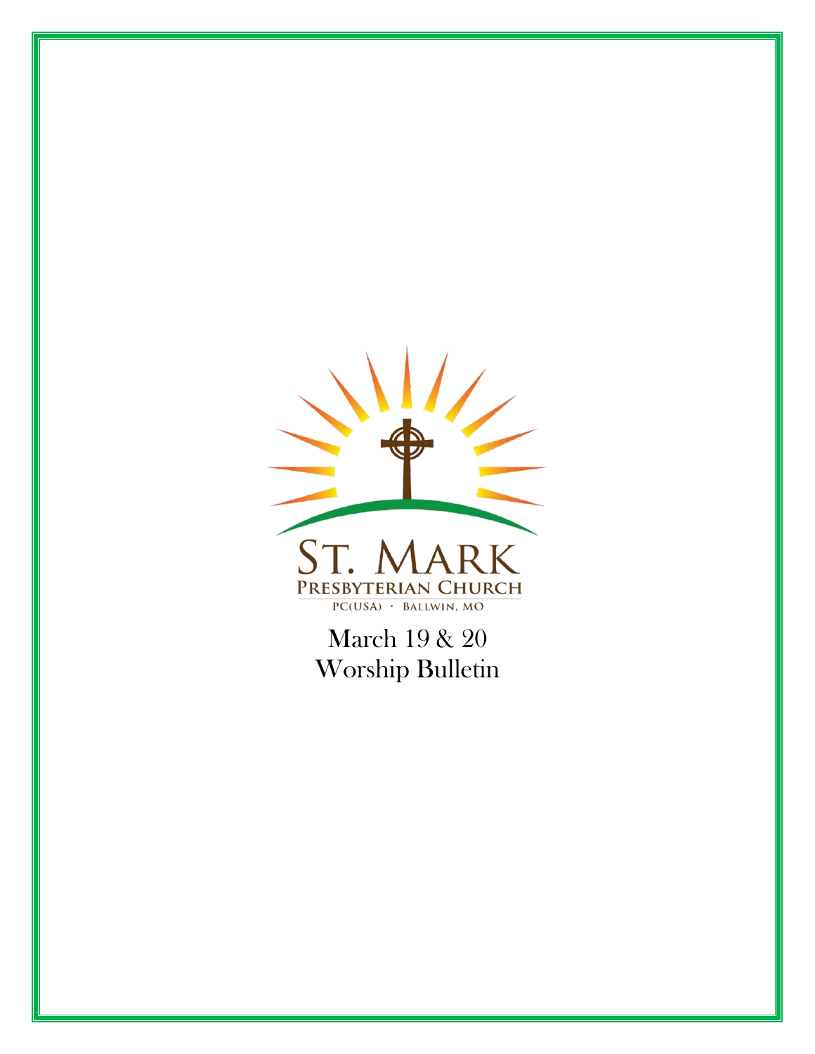ST. MARK

PRESBYTERIAN CHURCH

PC(USA) · BALLWIN, MO

March 19 & 20

Worship Bulletin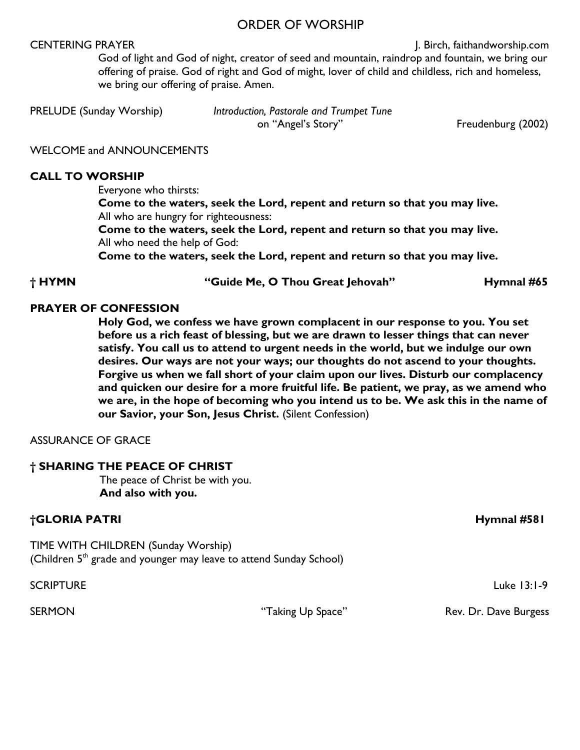# ORDER OF WORSHIP

CENTERING PRAYER J. Birch, faithandworship.com

God of light and God of night, creator of seed and mountain, raindrop and fountain, we bring our offering of praise. God of right and God of might, lover of child and childless, rich and homeless, we bring our offering of praise. Amen.

PRELUDE (Sunday Worship) *Introduction, Pastorale and Trumpet Tune* on "Angel's Story" Freudenburg (2002)

WELCOME and ANNOUNCEMENTS

**CALL TO WORSHIP**

Everyone who thirsts:
**Come to the waters, seek the Lord, repent and return so that you may live.**
All who are hungry for righteousness:
**Come to the waters, seek the Lord, repent and return so that you may live.**
All who need the help of God:
**Come to the waters, seek the Lord, repent and return so that you may live.**

**† HYMN "Guide Me, O Thou Great Jehovah" Hymnal #65**

**PRAYER OF CONFESSION**

**Holy God, we confess we have grown complacent in our response to you. You set before us a rich feast of blessing, but we are drawn to lesser things that can never satisfy. You call us to attend to urgent needs in the world, but we indulge our own desires. Our ways are not your ways; our thoughts do not ascend to your thoughts. Forgive us when we fall short of your claim upon our lives. Disturb our complacency and quicken our desire for a more fruitful life. Be patient, we pray, as we amend who we are, in the hope of becoming who you intend us to be. We ask this in the name of our Savior, your Son, Jesus Christ.** (Silent Confession)

ASSURANCE OF GRACE

**† SHARING THE PEACE OF CHRIST**

The peace of Christ be with you.
**And also with you.**

**†GLORIA PATRI Hymnal #581**

TIME WITH CHILDREN (Sunday Worship)
(Children 5th grade and younger may leave to attend Sunday School)

SCRIPTURE Luke 13:1-9

SERMON "Taking Up Space" Rev. Dr. Dave Burgess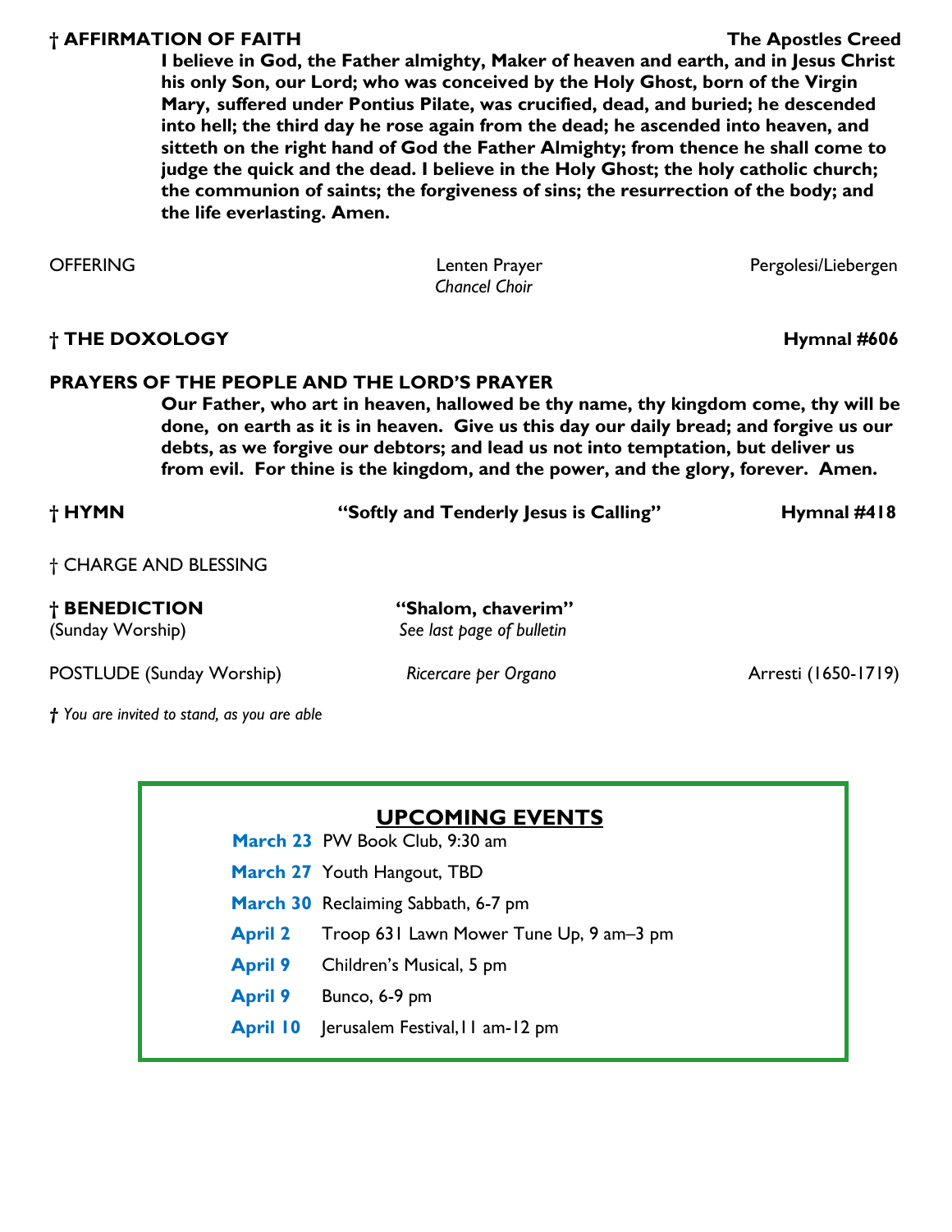**† AFFIRMATION OF FAITH** **The Apostles Creed**

**I believe in God, the Father almighty, Maker of heaven and earth, and in Jesus Christ his only Son, our Lord; who was conceived by the Holy Ghost, born of the Virgin Mary, suffered under Pontius Pilate, was crucified, dead, and buried; he descended into hell; the third day he rose again from the dead; he ascended into heaven, and sitteth on the right hand of God the Father Almighty; from thence he shall come to judge the quick and the dead. I believe in the Holy Ghost; the holy catholic church; the communion of saints; the forgiveness of sins; the resurrection of the body; and the life everlasting. Amen.**

OFFERING — Lenten Prayer — Pergolesi/Liebergen
*Chancel Choir*

**† THE DOXOLOGY** **Hymnal #606**

**PRAYERS OF THE PEOPLE AND THE LORD'S PRAYER**

**Our Father, who art in heaven, hallowed be thy name, thy kingdom come, thy will be done, on earth as it is in heaven. Give us this day our daily bread; and forgive us our debts, as we forgive our debtors; and lead us not into temptation, but deliver us from evil. For thine is the kingdom, and the power, and the glory, forever. Amen.**

**† HYMN** — **"Softly and Tenderly Jesus is Calling"** — **Hymnal #418**

† CHARGE AND BLESSING

**† BENEDICTION** — **"Shalom, chaverim"**
(Sunday Worship) — *See last page of bulletin*

POSTLUDE (Sunday Worship) — *Ricercare per Organo* — Arresti (1650-1719)

*† You are invited to stand, as you are able*

## UPCOMING EVENTS

**March 23** PW Book Club, 9:30 am

**March 27** Youth Hangout, TBD

**March 30** Reclaiming Sabbath, 6-7 pm

**April 2** Troop 631 Lawn Mower Tune Up, 9 am–3 pm

**April 9** Children's Musical, 5 pm

**April 9** Bunco, 6-9 pm

**April 10** Jerusalem Festival, 11 am-12 pm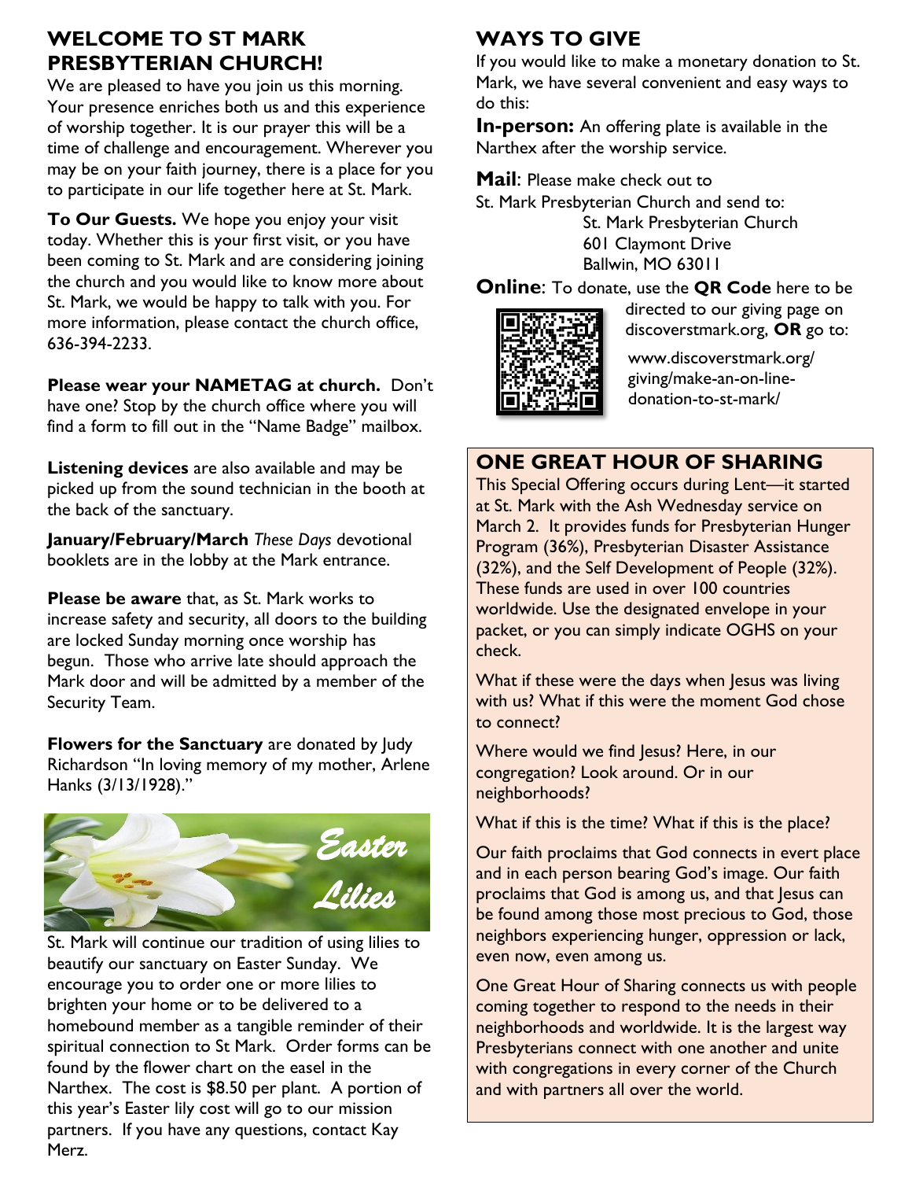## WELCOME TO ST MARK PRESBYTERIAN CHURCH!

We are pleased to have you join us this morning. Your presence enriches both us and this experience of worship together. It is our prayer this will be a time of challenge and encouragement. Wherever you may be on your faith journey, there is a place for you to participate in our life together here at St. Mark.

**To Our Guests.** We hope you enjoy your visit today. Whether this is your first visit, or you have been coming to St. Mark and are considering joining the church and you would like to know more about St. Mark, we would be happy to talk with you. For more information, please contact the church office, 636-394-2233.

**Please wear your NAMETAG at church.** Don't have one? Stop by the church office where you will find a form to fill out in the "Name Badge" mailbox.

**Listening devices** are also available and may be picked up from the sound technician in the booth at the back of the sanctuary.

**January/February/March** *These Days* devotional booklets are in the lobby at the Mark entrance.

**Please be aware** that, as St. Mark works to increase safety and security, all doors to the building are locked Sunday morning once worship has begun. Those who arrive late should approach the Mark door and will be admitted by a member of the Security Team.

**Flowers for the Sanctuary** are donated by Judy Richardson "In loving memory of my mother, Arlene Hanks (3/13/1928)."

### Easter Lilies

St. Mark will continue our tradition of using lilies to beautify our sanctuary on Easter Sunday. We encourage you to order one or more lilies to brighten your home or to be delivered to a homebound member as a tangible reminder of their spiritual connection to St Mark. Order forms can be found by the flower chart on the easel in the Narthex. The cost is $8.50 per plant. A portion of this year's Easter lily cost will go to our mission partners. If you have any questions, contact Kay Merz.

## WAYS TO GIVE

If you would like to make a monetary donation to St. Mark, we have several convenient and easy ways to do this:

**In-person:** An offering plate is available in the Narthex after the worship service.

**Mail**: Please make check out to St. Mark Presbyterian Church and send to:

St. Mark Presbyterian Church
601 Claymont Drive
Ballwin, MO 63011

**Online**: To donate, use the **QR Code** here to be directed to our giving page on discoverstmark.org, **OR** go to:

www.discoverstmark.org/giving/make-an-on-line-donation-to-st-mark/

## ONE GREAT HOUR OF SHARING

This Special Offering occurs during Lent—it started at St. Mark with the Ash Wednesday service on March 2. It provides funds for Presbyterian Hunger Program (36%), Presbyterian Disaster Assistance (32%), and the Self Development of People (32%). These funds are used in over 100 countries worldwide. Use the designated envelope in your packet, or you can simply indicate OGHS on your check.

What if these were the days when Jesus was living with us? What if this were the moment God chose to connect?

Where would we find Jesus? Here, in our congregation? Look around. Or in our neighborhoods?

What if this is the time? What if this is the place?

Our faith proclaims that God connects in evert place and in each person bearing God's image. Our faith proclaims that God is among us, and that Jesus can be found among those most precious to God, those neighbors experiencing hunger, oppression or lack, even now, even among us.

One Great Hour of Sharing connects us with people coming together to respond to the needs in their neighborhoods and worldwide. It is the largest way Presbyterians connect with one another and unite with congregations in every corner of the Church and with partners all over the world.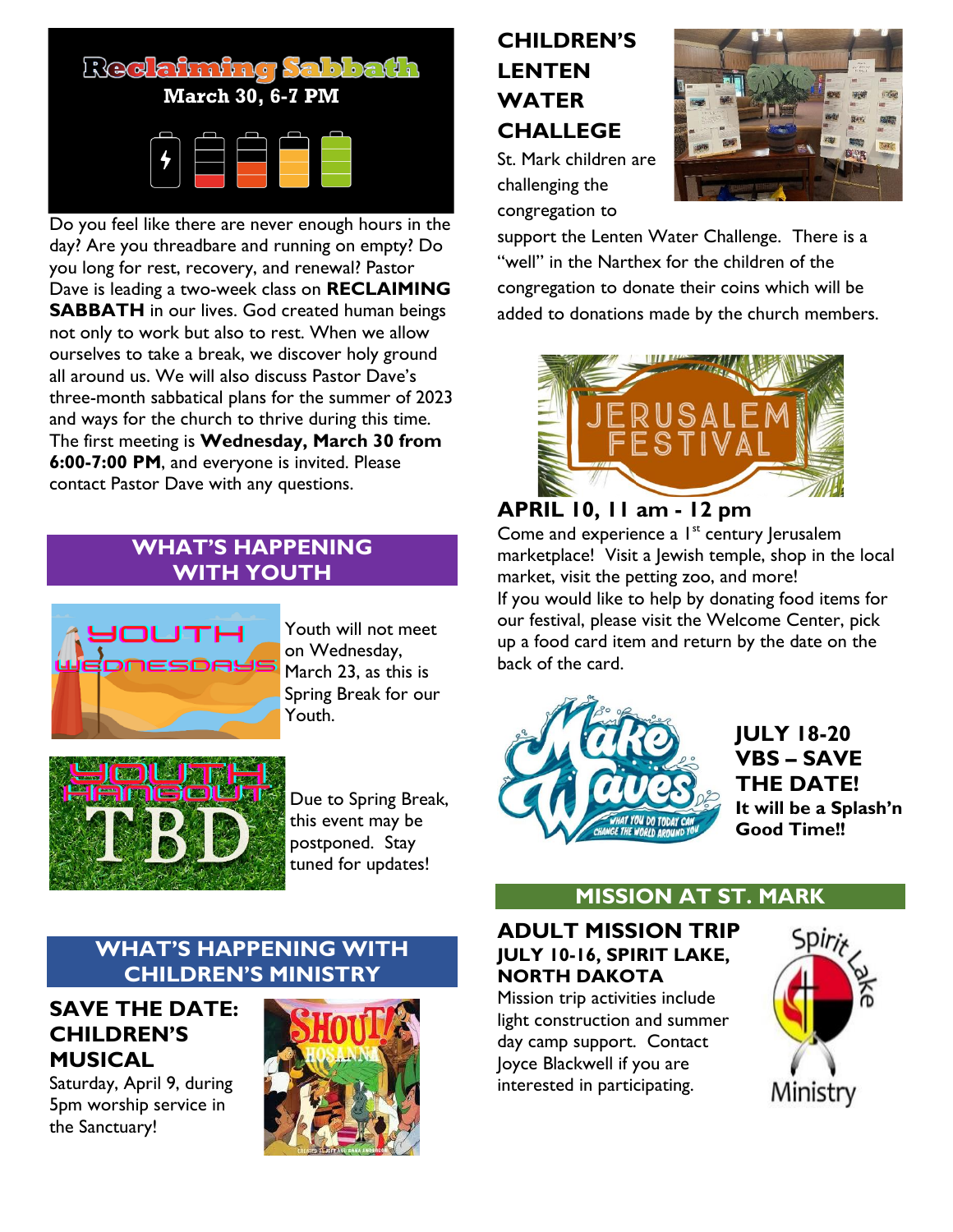## Reclaiming Sabbath

**March 30, 6-7 PM**

Do you feel like there are never enough hours in the day? Are you threadbare and running on empty? Do you long for rest, recovery, and renewal? Pastor Dave is leading a two-week class on **RECLAIMING SABBATH** in our lives. God created human beings not only to work but also to rest. When we allow ourselves to take a break, we discover holy ground all around us. We will also discuss Pastor Dave's three-month sabbatical plans for the summer of 2023 and ways for the church to thrive during this time. The first meeting is **Wednesday, March 30 from 6:00-7:00 PM**, and everyone is invited. Please contact Pastor Dave with any questions.

## WHAT'S HAPPENING WITH YOUTH

Youth will not meet on Wednesday, March 23, as this is Spring Break for our Youth.

Due to Spring Break, this event may be postponed. Stay tuned for updates!

## WHAT'S HAPPENING WITH CHILDREN'S MINISTRY

### SAVE THE DATE: CHILDREN'S MUSICAL

Saturday, April 9, during 5pm worship service in the Sanctuary!

### CHILDREN'S LENTEN WATER CHALLENGE

St. Mark children are challenging the congregation to support the Lenten Water Challenge. There is a "well" in the Narthex for the children of the congregation to donate their coins which will be added to donations made by the church members.

### JERUSALEM FESTIVAL

### APRIL 10, 11 am - 12 pm

Come and experience a 1st century Jerusalem marketplace! Visit a Jewish temple, shop in the local market, visit the petting zoo, and more!

If you would like to help by donating food items for our festival, please visit the Welcome Center, pick up a food card item and return by the date on the back of the card.

### JULY 18-20 VBS – SAVE THE DATE!

**It will be a Splash'n Good Time!!**

## MISSION AT ST. MARK

### ADULT MISSION TRIP

**JULY 10-16, SPIRIT LAKE, NORTH DAKOTA**

Mission trip activities include light construction and summer day camp support. Contact Joyce Blackwell if you are interested in participating.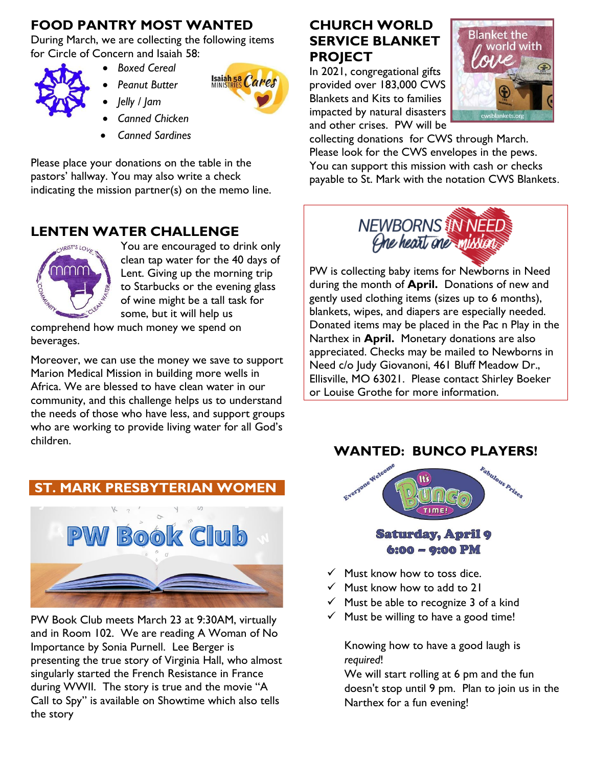## FOOD PANTRY MOST WANTED

During March, we are collecting the following items for Circle of Concern and Isaiah 58:

- *Boxed Cereal*
- *Peanut Butter*
- *Jelly / Jam*
- *Canned Chicken*
- *Canned Sardines*

Please place your donations on the table in the pastors' hallway. You may also write a check indicating the mission partner(s) on the memo line.

## LENTEN WATER CHALLENGE

You are encouraged to drink only clean tap water for the 40 days of Lent. Giving up the morning trip to Starbucks or the evening glass of wine might be a tall task for some, but it will help us comprehend how much money we spend on beverages.

Moreover, we can use the money we save to support Marion Medical Mission in building more wells in Africa. We are blessed to have clean water in our community, and this challenge helps us to understand the needs of those who have less, and support groups who are working to provide living water for all God's children.

## ST. MARK PRESBYTERIAN WOMEN

PW Book Club

PW Book Club meets March 23 at 9:30AM, virtually and in Room 102. We are reading A Woman of No Importance by Sonia Purnell. Lee Berger is presenting the true story of Virginia Hall, who almost singularly started the French Resistance in France during WWII. The story is true and the movie "A Call to Spy" is available on Showtime which also tells the story

## CHURCH WORLD SERVICE BLANKET PROJECT

In 2021, congregational gifts provided over 183,000 CWS Blankets and Kits to families impacted by natural disasters and other crises. PW will be collecting donations for CWS through March. Please look for the CWS envelopes in the pews. You can support this mission with cash or checks payable to St. Mark with the notation CWS Blankets.

## NEWBORNS IN NEED
### One heart one mission

PW is collecting baby items for Newborns in Need during the month of **April.** Donations of new and gently used clothing items (sizes up to 6 months), blankets, wipes, and diapers are especially needed. Donated items may be placed in the Pac n Play in the Narthex in **April.** Monetary donations are also appreciated. Checks may be mailed to Newborns in Need c/o Judy Giovanoni, 461 Bluff Meadow Dr., Ellisville, MO 63021. Please contact Shirley Boeker or Louise Grothe for more information.

## WANTED: BUNCO PLAYERS!

Everyone Welcome — It's Bunco Time! — Fabulous Prizes

**Saturday, April 9**
**6:00 – 9:00 PM**

- ✓ Must know how to toss dice.
- ✓ Must know how to add to 21
- ✓ Must be able to recognize 3 of a kind
- ✓ Must be willing to have a good time!

Knowing how to have a good laugh is *required*!

We will start rolling at 6 pm and the fun doesn't stop until 9 pm. Plan to join us in the Narthex for a fun evening!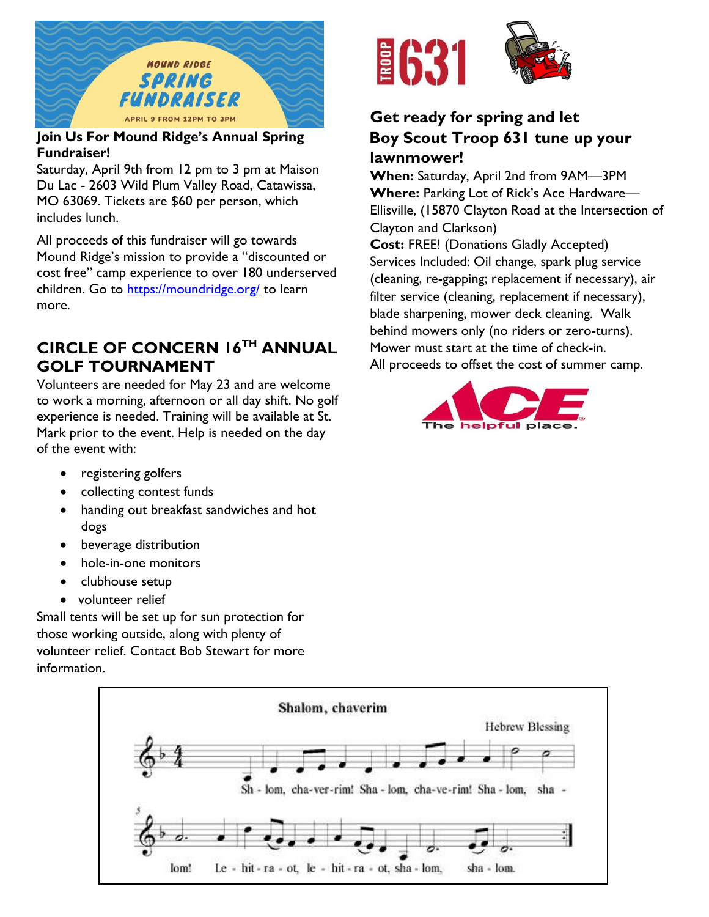MOUND RIDGE

SPRING FUNDRAISER

APRIL 9 FROM 12PM TO 3PM

**Join Us For Mound Ridge's Annual Spring Fundraiser!**

Saturday, April 9th from 12 pm to 3 pm at Maison Du Lac - 2603 Wild Plum Valley Road, Catawissa, MO 63069. Tickets are $60 per person, which includes lunch.

All proceeds of this fundraiser will go towards Mound Ridge's mission to provide a "discounted or cost free" camp experience to over 180 underserved children. Go to https://moundridge.org/ to learn more.

## CIRCLE OF CONCERN 16TH ANNUAL GOLF TOURNAMENT

Volunteers are needed for May 23 and are welcome to work a morning, afternoon or all day shift. No golf experience is needed. Training will be available at St. Mark prior to the event. Help is needed on the day of the event with:

- registering golfers
- collecting contest funds
- handing out breakfast sandwiches and hot dogs
- beverage distribution
- hole-in-one monitors
- clubhouse setup
- volunteer relief

Small tents will be set up for sun protection for those working outside, along with plenty of volunteer relief. Contact Bob Stewart for more information.

TROOP 631

## Get ready for spring and let Boy Scout Troop 631 tune up your lawnmower!

**When:** Saturday, April 2nd from 9AM—3PM
**Where:** Parking Lot of Rick's Ace Hardware—Ellisville, (15870 Clayton Road at the Intersection of Clayton and Clarkson)
**Cost:** FREE! (Donations Gladly Accepted)
Services Included: Oil change, spark plug service (cleaning, re-gapping; replacement if necessary), air filter service (cleaning, replacement if necessary), blade sharpening, mower deck cleaning. Walk behind mowers only (no riders or zero-turns). Mower must start at the time of check-in.
All proceeds to offset the cost of summer camp.

ACE The helpful place.

**Shalom, chaverim**

Hebrew Blessing

Sh - lom, cha-ver-rim! Sha - lom, cha-ve-rim! Sha - lom, sha - lom! Le - hit - ra - ot, le - hit - ra - ot, sha - lom, sha - lom.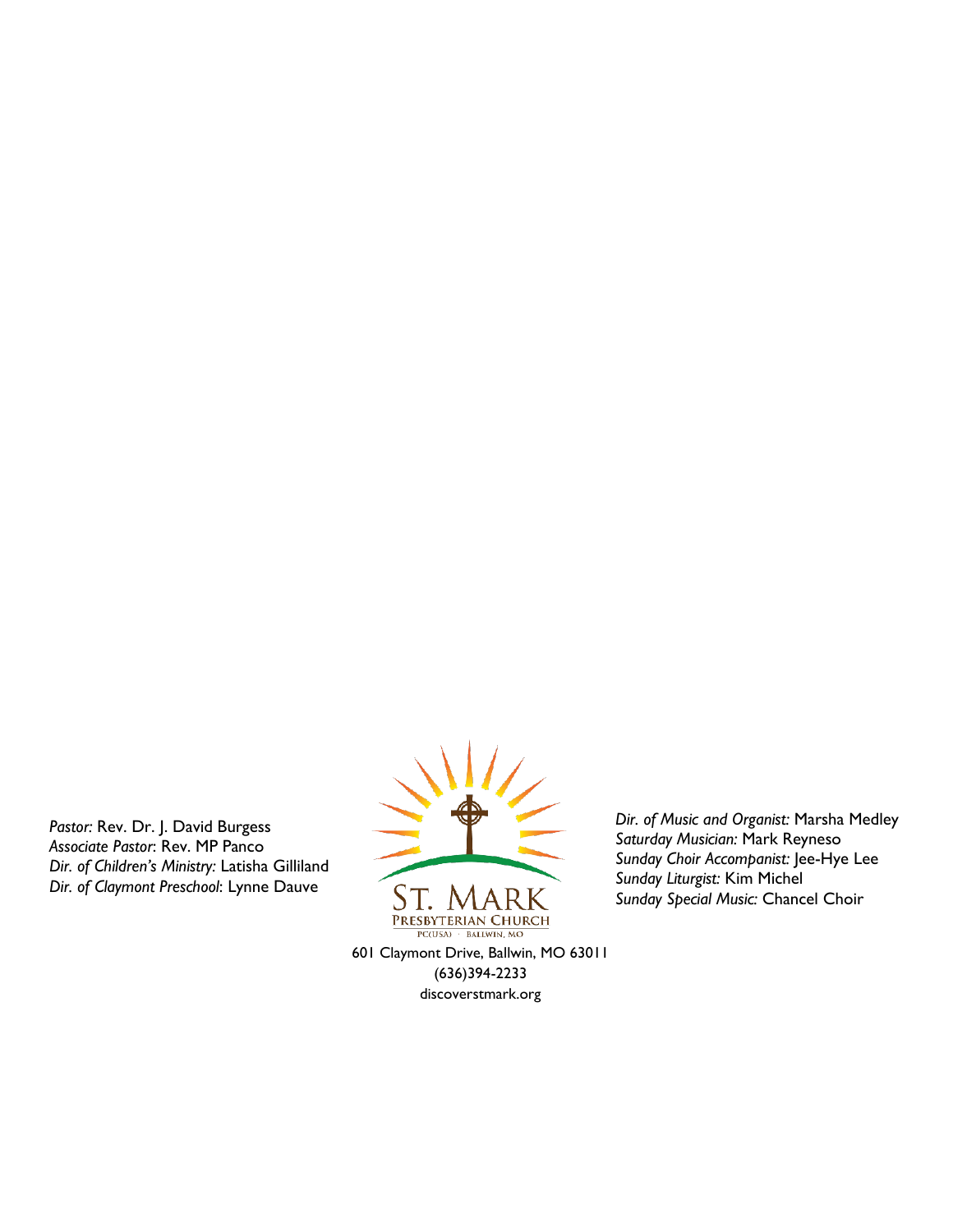*Pastor:* Rev. Dr. J. David Burgess
*Associate Pastor*: Rev. MP Panco
*Dir. of Children's Ministry:* Latisha Gilliland
*Dir. of Claymont Preschool*: Lynne Dauve

ST. MARK
PRESBYTERIAN CHURCH
PC(USA) · BALLWIN, MO

601 Claymont Drive, Ballwin, MO 63011
(636)394-2233
discoverstmark.org

*Dir. of Music and Organist:* Marsha Medley
*Saturday Musician:* Mark Reyneso
*Sunday Choir Accompanist:* Jee-Hye Lee
*Sunday Liturgist:* Kim Michel
*Sunday Special Music:* Chancel Choir